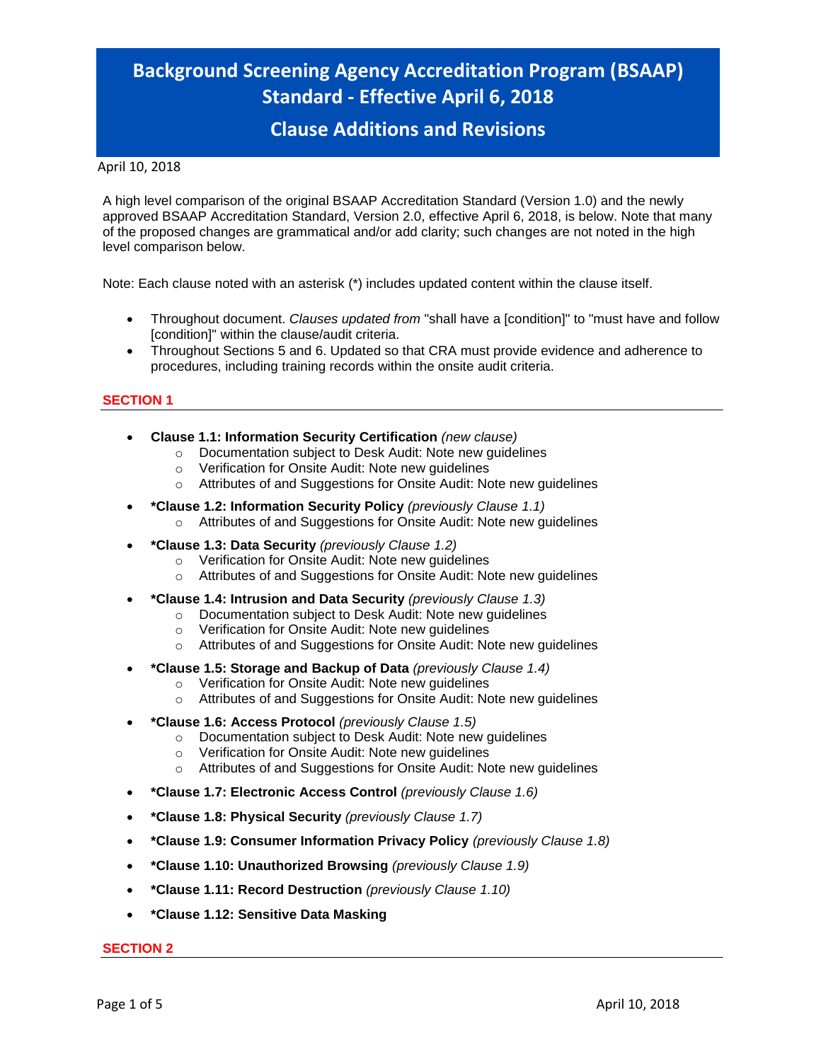# Background Screening Agency Accreditation Program (BSAAP) Standard - Effective April 6, 2018

## Clause Additions and Revisions

April 10, 2018

A high level comparison of the original BSAAP Accreditation Standard (Version 1.0) and the newly approved BSAAP Accreditation Standard, Version 2.0, effective April 6, 2018, is below. Note that many of the proposed changes are grammatical and/or add clarity; such changes are not noted in the high level comparison below.

Note: Each clause noted with an asterisk (*) includes updated content within the clause itself.

- Throughout document. *Clauses updated from* "shall have a [condition]" to "must have and follow [condition]" within the clause/audit criteria.
- Throughout Sections 5 and 6. Updated so that CRA must provide evidence and adherence to procedures, including training records within the onsite audit criteria.

### SECTION 1

- **Clause 1.1: Information Security Certification** *(new clause)*
  - Documentation subject to Desk Audit: Note new guidelines
  - Verification for Onsite Audit: Note new guidelines
  - Attributes of and Suggestions for Onsite Audit: Note new guidelines
- ***Clause 1.2: Information Security Policy** *(previously Clause 1.1)*
  - Attributes of and Suggestions for Onsite Audit: Note new guidelines
- ***Clause 1.3: Data Security** *(previously Clause 1.2)*
  - Verification for Onsite Audit: Note new guidelines
  - Attributes of and Suggestions for Onsite Audit: Note new guidelines
- ***Clause 1.4: Intrusion and Data Security** *(previously Clause 1.3)*
  - Documentation subject to Desk Audit: Note new guidelines
  - Verification for Onsite Audit: Note new guidelines
  - Attributes of and Suggestions for Onsite Audit: Note new guidelines
- ***Clause 1.5: Storage and Backup of Data** *(previously Clause 1.4)*
  - Verification for Onsite Audit: Note new guidelines
  - Attributes of and Suggestions for Onsite Audit: Note new guidelines
- ***Clause 1.6: Access Protocol** *(previously Clause 1.5)*
  - Documentation subject to Desk Audit: Note new guidelines
  - Verification for Onsite Audit: Note new guidelines
  - Attributes of and Suggestions for Onsite Audit: Note new guidelines
- ***Clause 1.7: Electronic Access Control** *(previously Clause 1.6)*
- ***Clause 1.8: Physical Security** *(previously Clause 1.7)*
- ***Clause 1.9: Consumer Information Privacy Policy** *(previously Clause 1.8)*
- ***Clause 1.10: Unauthorized Browsing** *(previously Clause 1.9)*
- ***Clause 1.11: Record Destruction** *(previously Clause 1.10)*
- ***Clause 1.12: Sensitive Data Masking**

### SECTION 2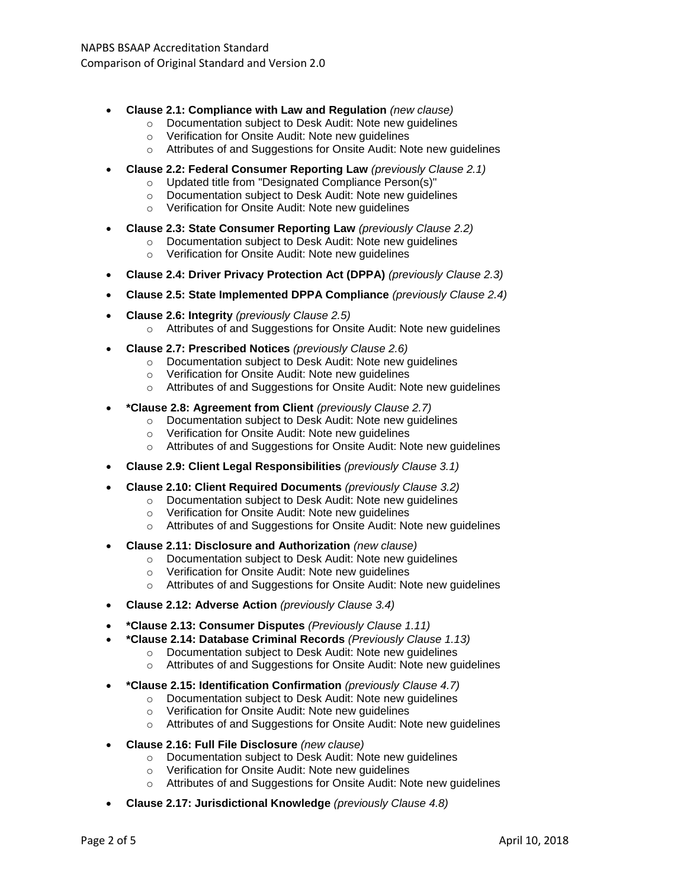- **Clause 2.1: Compliance with Law and Regulation** *(new clause)*
  - Documentation subject to Desk Audit: Note new guidelines
  - Verification for Onsite Audit: Note new guidelines
  - Attributes of and Suggestions for Onsite Audit: Note new guidelines
- **Clause 2.2: Federal Consumer Reporting Law** *(previously Clause 2.1)*
  - Updated title from "Designated Compliance Person(s)"
  - Documentation subject to Desk Audit: Note new guidelines
  - Verification for Onsite Audit: Note new guidelines
- **Clause 2.3: State Consumer Reporting Law** *(previously Clause 2.2)*
  - Documentation subject to Desk Audit: Note new guidelines
  - Verification for Onsite Audit: Note new guidelines
- **Clause 2.4: Driver Privacy Protection Act (DPPA)** *(previously Clause 2.3)*
- **Clause 2.5: State Implemented DPPA Compliance** *(previously Clause 2.4)*
- **Clause 2.6: Integrity** *(previously Clause 2.5)*
  - Attributes of and Suggestions for Onsite Audit: Note new guidelines
- **Clause 2.7: Prescribed Notices** *(previously Clause 2.6)*
  - Documentation subject to Desk Audit: Note new guidelines
  - Verification for Onsite Audit: Note new guidelines
  - Attributes of and Suggestions for Onsite Audit: Note new guidelines
- ***Clause 2.8: Agreement from Client** *(previously Clause 2.7)*
  - Documentation subject to Desk Audit: Note new guidelines
  - Verification for Onsite Audit: Note new guidelines
  - Attributes of and Suggestions for Onsite Audit: Note new guidelines
- **Clause 2.9: Client Legal Responsibilities** *(previously Clause 3.1)*
- **Clause 2.10: Client Required Documents** *(previously Clause 3.2)*
  - Documentation subject to Desk Audit: Note new guidelines
  - Verification for Onsite Audit: Note new guidelines
  - Attributes of and Suggestions for Onsite Audit: Note new guidelines
- **Clause 2.11: Disclosure and Authorization** *(new clause)*
  - Documentation subject to Desk Audit: Note new guidelines
  - Verification for Onsite Audit: Note new guidelines
  - Attributes of and Suggestions for Onsite Audit: Note new guidelines
- **Clause 2.12: Adverse Action** *(previously Clause 3.4)*
- ***Clause 2.13: Consumer Disputes** *(Previously Clause 1.11)*
- ***Clause 2.14: Database Criminal Records** *(Previously Clause 1.13)*
  - Documentation subject to Desk Audit: Note new guidelines
  - Attributes of and Suggestions for Onsite Audit: Note new guidelines
- ***Clause 2.15: Identification Confirmation** *(previously Clause 4.7)*
  - Documentation subject to Desk Audit: Note new guidelines
  - Verification for Onsite Audit: Note new guidelines
  - Attributes of and Suggestions for Onsite Audit: Note new guidelines
- **Clause 2.16: Full File Disclosure** *(new clause)*
  - Documentation subject to Desk Audit: Note new guidelines
  - Verification for Onsite Audit: Note new guidelines
  - Attributes of and Suggestions for Onsite Audit: Note new guidelines
- **Clause 2.17: Jurisdictional Knowledge** *(previously Clause 4.8)*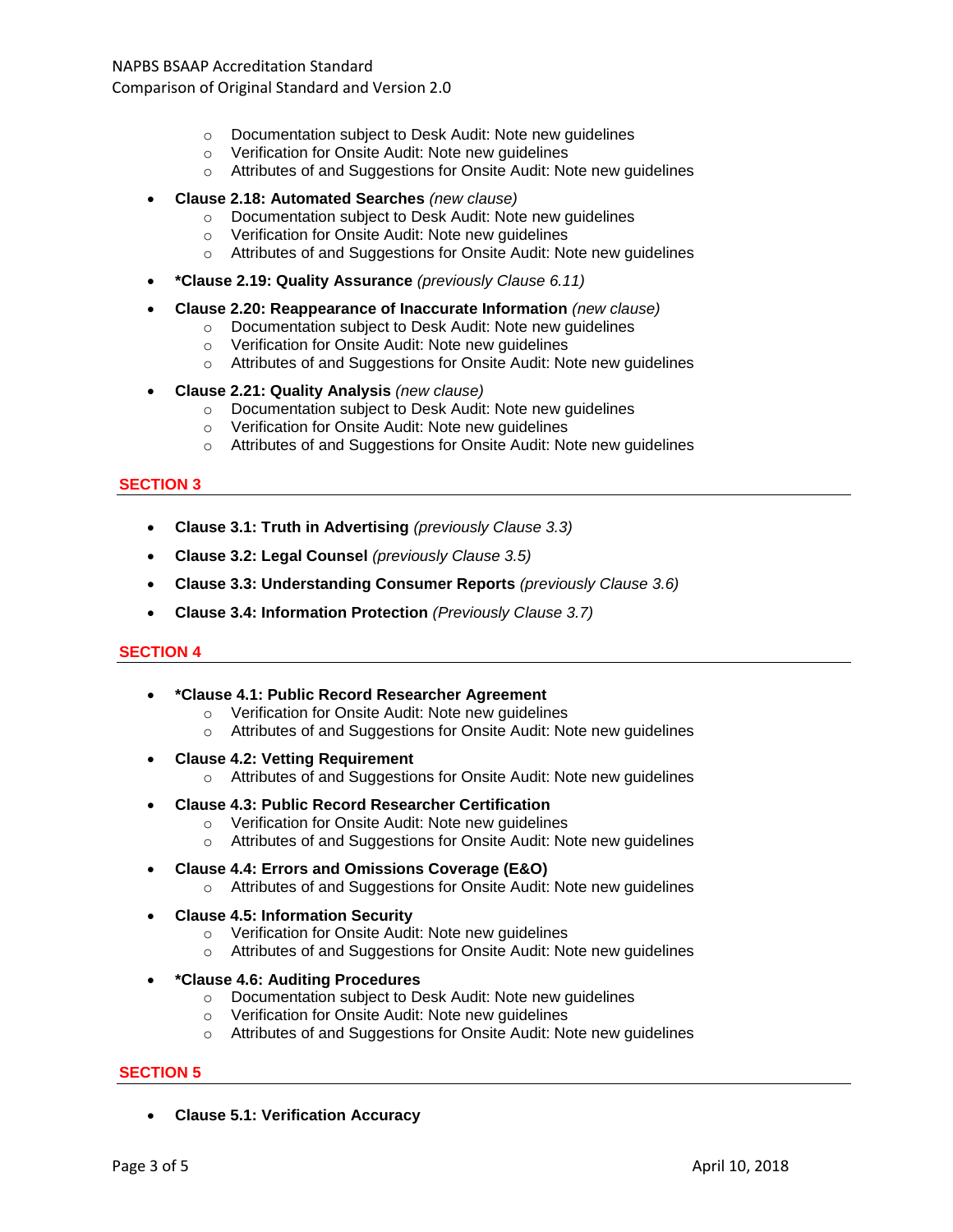- Documentation subject to Desk Audit: Note new guidelines
  - Verification for Onsite Audit: Note new guidelines
  - Attributes of and Suggestions for Onsite Audit: Note new guidelines

- **Clause 2.18: Automated Searches** *(new clause)*
  - Documentation subject to Desk Audit: Note new guidelines
  - Verification for Onsite Audit: Note new guidelines
  - Attributes of and Suggestions for Onsite Audit: Note new guidelines

- ***Clause 2.19: Quality Assurance** *(previously Clause 6.11)*

- **Clause 2.20: Reappearance of Inaccurate Information** *(new clause)*
  - Documentation subject to Desk Audit: Note new guidelines
  - Verification for Onsite Audit: Note new guidelines
  - Attributes of and Suggestions for Onsite Audit: Note new guidelines

- **Clause 2.21: Quality Analysis** *(new clause)*
  - Documentation subject to Desk Audit: Note new guidelines
  - Verification for Onsite Audit: Note new guidelines
  - Attributes of and Suggestions for Onsite Audit: Note new guidelines

## SECTION 3

- **Clause 3.1: Truth in Advertising** *(previously Clause 3.3)*
- **Clause 3.2: Legal Counsel** *(previously Clause 3.5)*
- **Clause 3.3: Understanding Consumer Reports** *(previously Clause 3.6)*
- **Clause 3.4: Information Protection** *(Previously Clause 3.7)*

## SECTION 4

- ***Clause 4.1: Public Record Researcher Agreement**
  - Verification for Onsite Audit: Note new guidelines
  - Attributes of and Suggestions for Onsite Audit: Note new guidelines

- **Clause 4.2: Vetting Requirement**
  - Attributes of and Suggestions for Onsite Audit: Note new guidelines

- **Clause 4.3: Public Record Researcher Certification**
  - Verification for Onsite Audit: Note new guidelines
  - Attributes of and Suggestions for Onsite Audit: Note new guidelines

- **Clause 4.4: Errors and Omissions Coverage (E&O)**
  - Attributes of and Suggestions for Onsite Audit: Note new guidelines

- **Clause 4.5: Information Security**
  - Verification for Onsite Audit: Note new guidelines
  - Attributes of and Suggestions for Onsite Audit: Note new guidelines

- ***Clause 4.6: Auditing Procedures**
  - Documentation subject to Desk Audit: Note new guidelines
  - Verification for Onsite Audit: Note new guidelines
  - Attributes of and Suggestions for Onsite Audit: Note new guidelines

## SECTION 5

- **Clause 5.1: Verification Accuracy**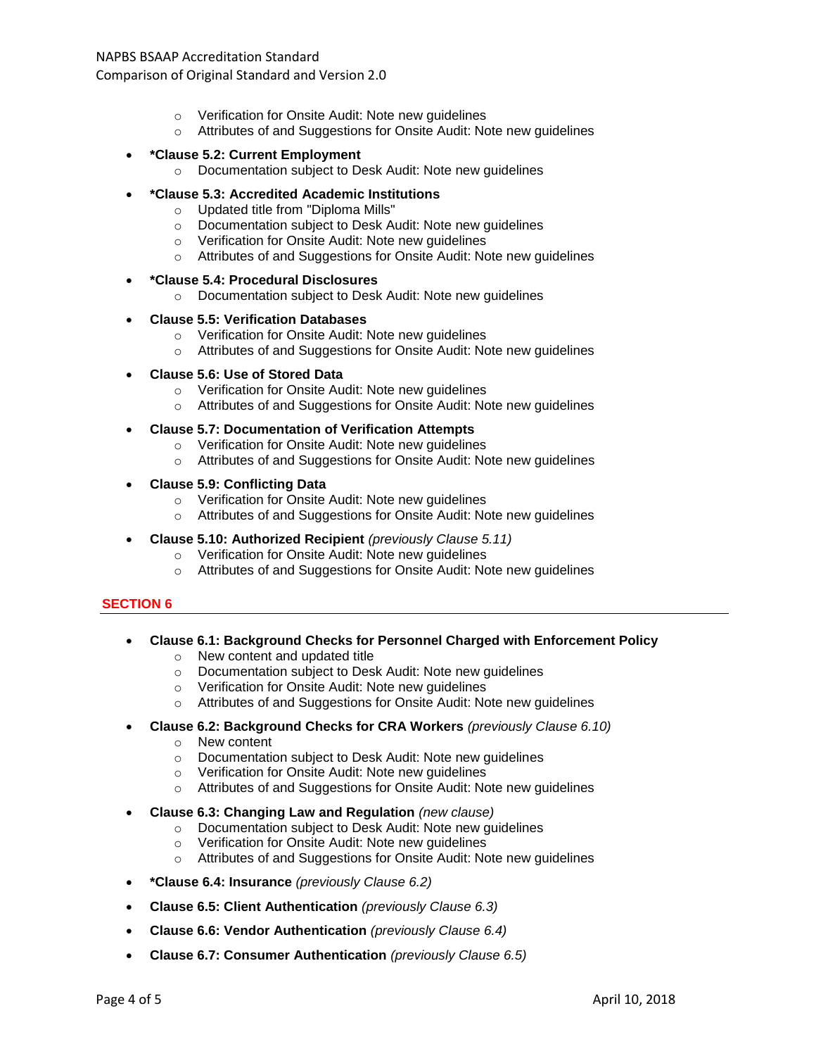- Verification for Onsite Audit: Note new guidelines
- Attributes of and Suggestions for Onsite Audit: Note new guidelines

- ***Clause 5.2: Current Employment**
  - Documentation subject to Desk Audit: Note new guidelines

- ***Clause 5.3: Accredited Academic Institutions**
  - Updated title from "Diploma Mills"
  - Documentation subject to Desk Audit: Note new guidelines
  - Verification for Onsite Audit: Note new guidelines
  - Attributes of and Suggestions for Onsite Audit: Note new guidelines

- ***Clause 5.4: Procedural Disclosures**
  - Documentation subject to Desk Audit: Note new guidelines

- **Clause 5.5: Verification Databases**
  - Verification for Onsite Audit: Note new guidelines
  - Attributes of and Suggestions for Onsite Audit: Note new guidelines

- **Clause 5.6: Use of Stored Data**
  - Verification for Onsite Audit: Note new guidelines
  - Attributes of and Suggestions for Onsite Audit: Note new guidelines

- **Clause 5.7: Documentation of Verification Attempts**
  - Verification for Onsite Audit: Note new guidelines
  - Attributes of and Suggestions for Onsite Audit: Note new guidelines

- **Clause 5.9: Conflicting Data**
  - Verification for Onsite Audit: Note new guidelines
  - Attributes of and Suggestions for Onsite Audit: Note new guidelines

- **Clause 5.10: Authorized Recipient** *(previously Clause 5.11)*
  - Verification for Onsite Audit: Note new guidelines
  - Attributes of and Suggestions for Onsite Audit: Note new guidelines

## SECTION 6

- **Clause 6.1: Background Checks for Personnel Charged with Enforcement Policy**
  - New content and updated title
  - Documentation subject to Desk Audit: Note new guidelines
  - Verification for Onsite Audit: Note new guidelines
  - Attributes of and Suggestions for Onsite Audit: Note new guidelines

- **Clause 6.2: Background Checks for CRA Workers** *(previously Clause 6.10)*
  - New content
  - Documentation subject to Desk Audit: Note new guidelines
  - Verification for Onsite Audit: Note new guidelines
  - Attributes of and Suggestions for Onsite Audit: Note new guidelines

- **Clause 6.3: Changing Law and Regulation** *(new clause)*
  - Documentation subject to Desk Audit: Note new guidelines
  - Verification for Onsite Audit: Note new guidelines
  - Attributes of and Suggestions for Onsite Audit: Note new guidelines

- ***Clause 6.4: Insurance** *(previously Clause 6.2)*

- **Clause 6.5: Client Authentication** *(previously Clause 6.3)*

- **Clause 6.6: Vendor Authentication** *(previously Clause 6.4)*

- **Clause 6.7: Consumer Authentication** *(previously Clause 6.5)*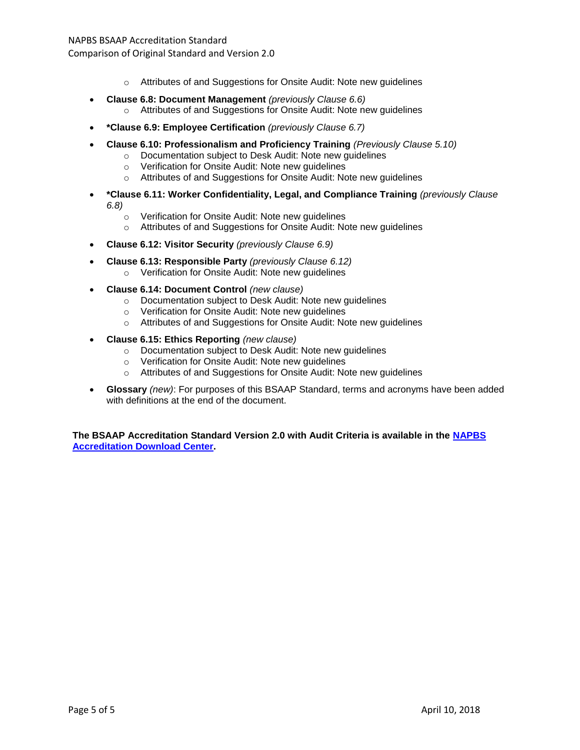- Attributes of and Suggestions for Onsite Audit: Note new guidelines

- **Clause 6.8: Document Management** *(previously Clause 6.6)*
  - Attributes of and Suggestions for Onsite Audit: Note new guidelines

- ***Clause 6.9: Employee Certification** *(previously Clause 6.7)*

- **Clause 6.10: Professionalism and Proficiency Training** *(Previously Clause 5.10)*
  - Documentation subject to Desk Audit: Note new guidelines
  - Verification for Onsite Audit: Note new guidelines
  - Attributes of and Suggestions for Onsite Audit: Note new guidelines

- ***Clause 6.11: Worker Confidentiality, Legal, and Compliance Training** *(previously Clause 6.8)*
  - Verification for Onsite Audit: Note new guidelines
  - Attributes of and Suggestions for Onsite Audit: Note new guidelines

- **Clause 6.12: Visitor Security** *(previously Clause 6.9)*

- **Clause 6.13: Responsible Party** *(previously Clause 6.12)*
  - Verification for Onsite Audit: Note new guidelines

- **Clause 6.14: Document Control** *(new clause)*
  - Documentation subject to Desk Audit: Note new guidelines
  - Verification for Onsite Audit: Note new guidelines
  - Attributes of and Suggestions for Onsite Audit: Note new guidelines

- **Clause 6.15: Ethics Reporting** *(new clause)*
  - Documentation subject to Desk Audit: Note new guidelines
  - Verification for Onsite Audit: Note new guidelines
  - Attributes of and Suggestions for Onsite Audit: Note new guidelines

- **Glossary** *(new)*: For purposes of this BSAAP Standard, terms and acronyms have been added with definitions at the end of the document.

**The BSAAP Accreditation Standard Version 2.0 with Audit Criteria is available in the NAPBS Accreditation Download Center.**